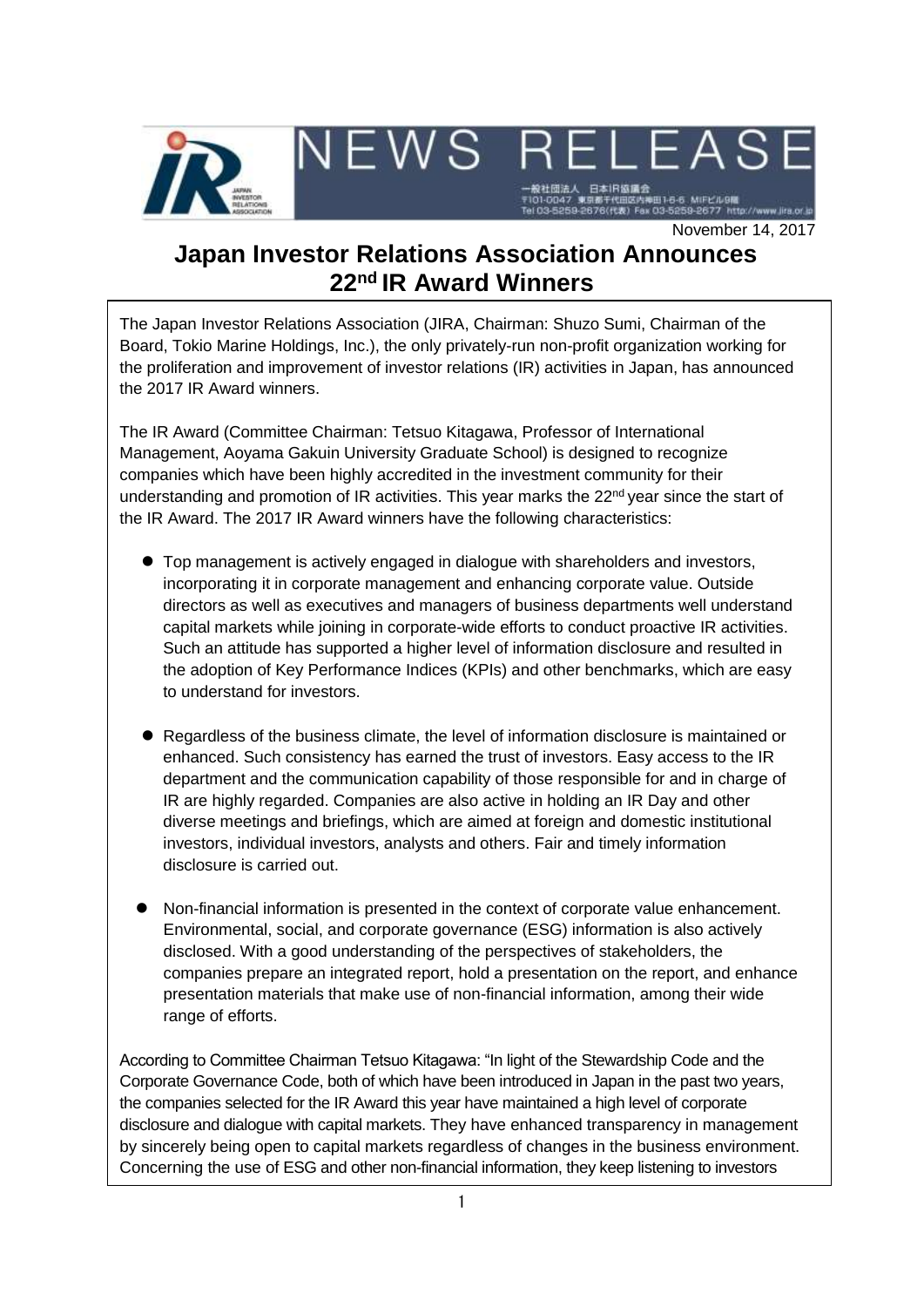NEWS RELEASE

一般社団法人 日本IR協議会
〒101-0047 東京都千代田区内神田1-6-6 MIFビル9階
Tel 03-5259-2676(代表) Fax 03-5259-2677 http://www.jira.or.jp

November 14, 2017

# Japan Investor Relations Association Announces 22nd IR Award Winners

The Japan Investor Relations Association (JIRA, Chairman: Shuzo Sumi, Chairman of the Board, Tokio Marine Holdings, Inc.), the only privately-run non-profit organization working for the proliferation and improvement of investor relations (IR) activities in Japan, has announced the 2017 IR Award winners.

The IR Award (Committee Chairman: Tetsuo Kitagawa, Professor of International Management, Aoyama Gakuin University Graduate School) is designed to recognize companies which have been highly accredited in the investment community for their understanding and promotion of IR activities. This year marks the 22nd year since the start of the IR Award. The 2017 IR Award winners have the following characteristics:

- Top management is actively engaged in dialogue with shareholders and investors, incorporating it in corporate management and enhancing corporate value. Outside directors as well as executives and managers of business departments well understand capital markets while joining in corporate-wide efforts to conduct proactive IR activities. Such an attitude has supported a higher level of information disclosure and resulted in the adoption of Key Performance Indices (KPIs) and other benchmarks, which are easy to understand for investors.

- Regardless of the business climate, the level of information disclosure is maintained or enhanced. Such consistency has earned the trust of investors. Easy access to the IR department and the communication capability of those responsible for and in charge of IR are highly regarded. Companies are also active in holding an IR Day and other diverse meetings and briefings, which are aimed at foreign and domestic institutional investors, individual investors, analysts and others. Fair and timely information disclosure is carried out.

- Non-financial information is presented in the context of corporate value enhancement. Environmental, social, and corporate governance (ESG) information is also actively disclosed. With a good understanding of the perspectives of stakeholders, the companies prepare an integrated report, hold a presentation on the report, and enhance presentation materials that make use of non-financial information, among their wide range of efforts.

According to Committee Chairman Tetsuo Kitagawa: "In light of the Stewardship Code and the Corporate Governance Code, both of which have been introduced in Japan in the past two years, the companies selected for the IR Award this year have maintained a high level of corporate disclosure and dialogue with capital markets. They have enhanced transparency in management by sincerely being open to capital markets regardless of changes in the business environment. Concerning the use of ESG and other non-financial information, they keep listening to investors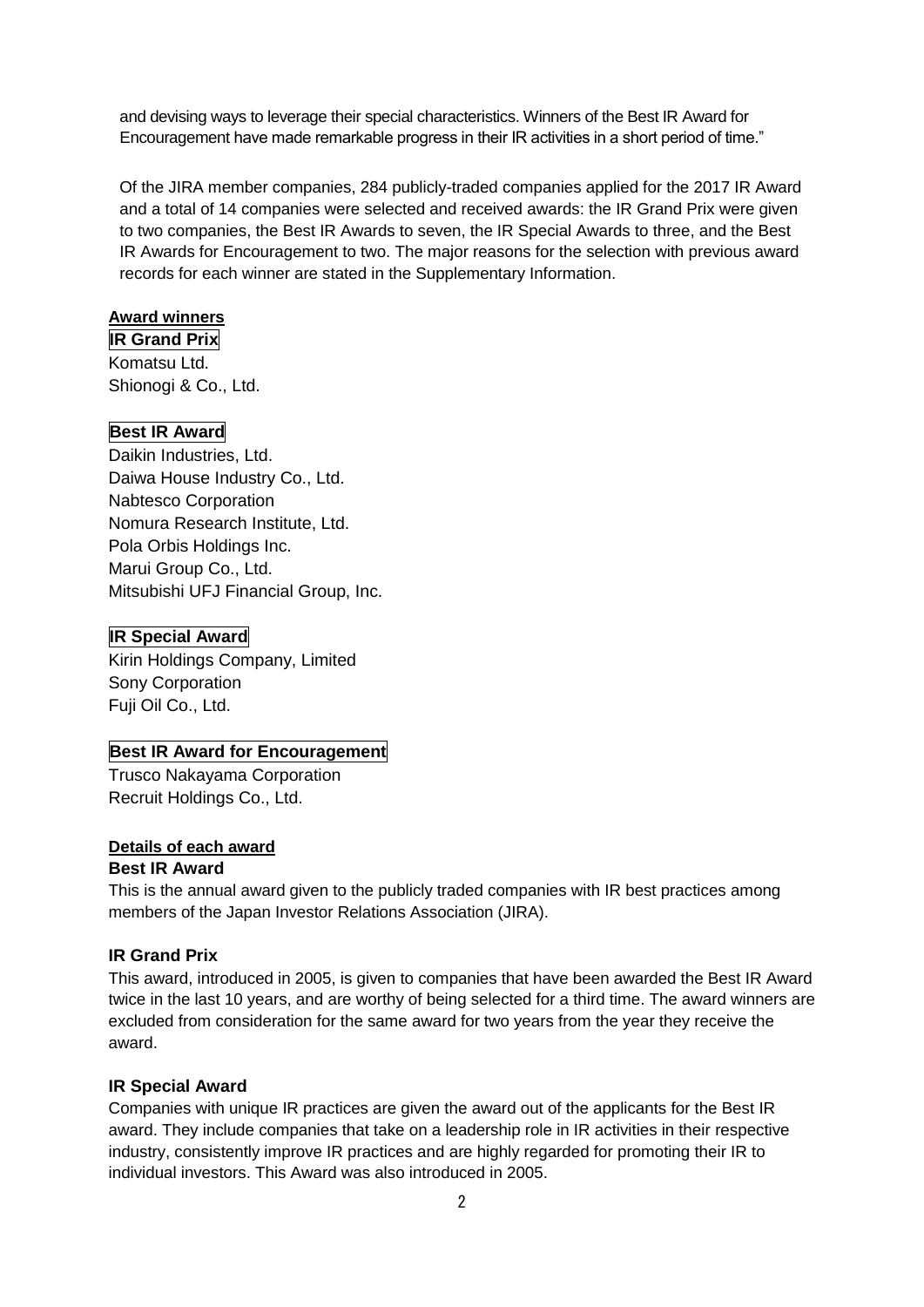and devising ways to leverage their special characteristics. Winners of the Best IR Award for Encouragement have made remarkable progress in their IR activities in a short period of time."

Of the JIRA member companies, 284 publicly-traded companies applied for the 2017 IR Award and a total of 14 companies were selected and received awards: the IR Grand Prix were given to two companies, the Best IR Awards to seven, the IR Special Awards to three, and the Best IR Awards for Encouragement to two. The major reasons for the selection with previous award records for each winner are stated in the Supplementary Information.

## Award winners

**IR Grand Prix**

Komatsu Ltd.
Shionogi & Co., Ltd.

**Best IR Award**

Daikin Industries, Ltd.
Daiwa House Industry Co., Ltd.
Nabtesco Corporation
Nomura Research Institute, Ltd.
Pola Orbis Holdings Inc.
Marui Group Co., Ltd.
Mitsubishi UFJ Financial Group, Inc.

**IR Special Award**

Kirin Holdings Company, Limited
Sony Corporation
Fuji Oil Co., Ltd.

**Best IR Award for Encouragement**

Trusco Nakayama Corporation
Recruit Holdings Co., Ltd.

## Details of each award

### Best IR Award

This is the annual award given to the publicly traded companies with IR best practices among members of the Japan Investor Relations Association (JIRA).

### IR Grand Prix

This award, introduced in 2005, is given to companies that have been awarded the Best IR Award twice in the last 10 years, and are worthy of being selected for a third time. The award winners are excluded from consideration for the same award for two years from the year they receive the award.

### IR Special Award

Companies with unique IR practices are given the award out of the applicants for the Best IR award. They include companies that take on a leadership role in IR activities in their respective industry, consistently improve IR practices and are highly regarded for promoting their IR to individual investors. This Award was also introduced in 2005.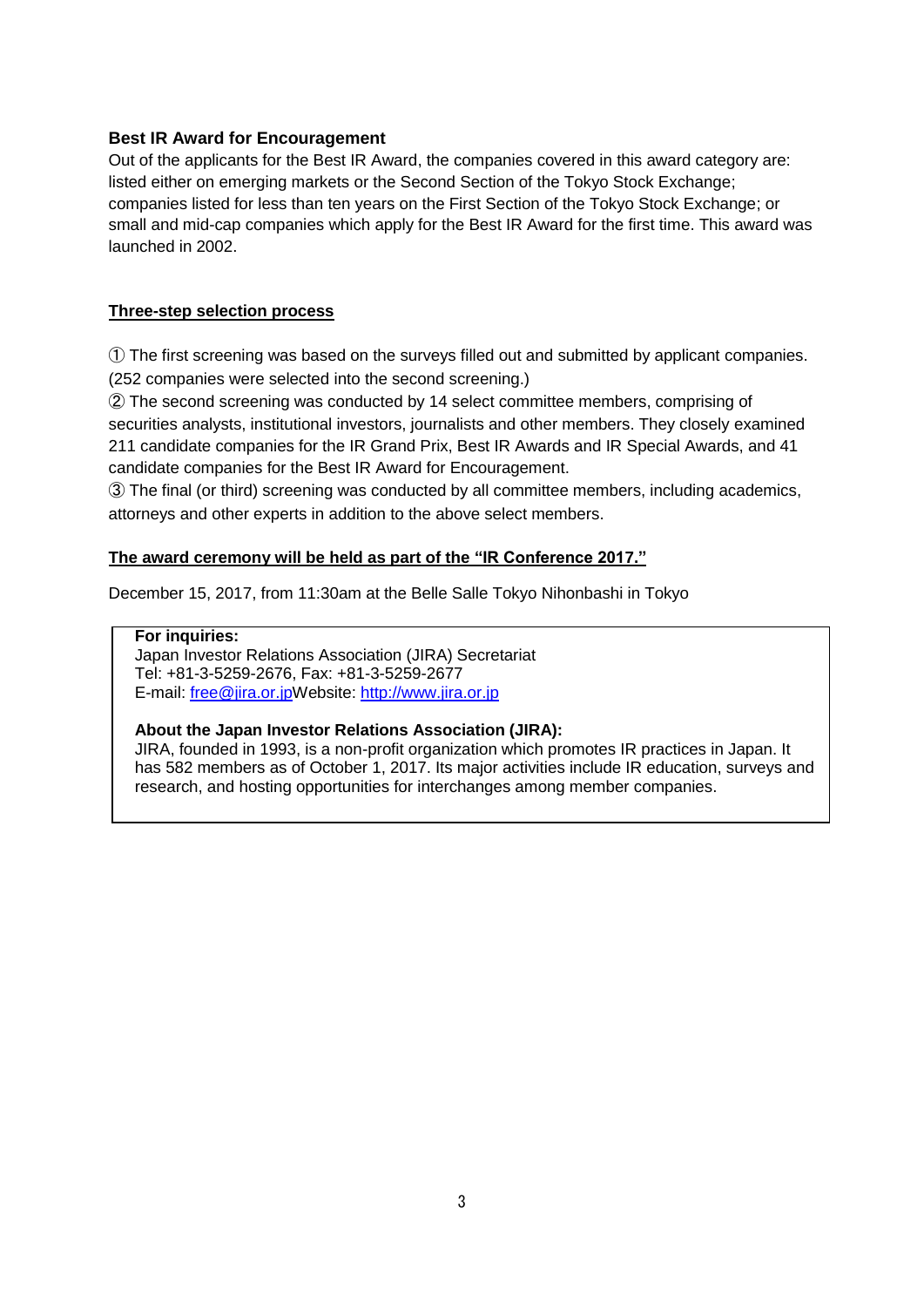**Best IR Award for Encouragement**

Out of the applicants for the Best IR Award, the companies covered in this award category are: listed either on emerging markets or the Second Section of the Tokyo Stock Exchange; companies listed for less than ten years on the First Section of the Tokyo Stock Exchange; or small and mid-cap companies which apply for the Best IR Award for the first time. This award was launched in 2002.

**Three-step selection process**

① The first screening was based on the surveys filled out and submitted by applicant companies. (252 companies were selected into the second screening.)

② The second screening was conducted by 14 select committee members, comprising of securities analysts, institutional investors, journalists and other members. They closely examined 211 candidate companies for the IR Grand Prix, Best IR Awards and IR Special Awards, and 41 candidate companies for the Best IR Award for Encouragement.

③ The final (or third) screening was conducted by all committee members, including academics, attorneys and other experts in addition to the above select members.

**The award ceremony will be held as part of the "IR Conference 2017."**

December 15, 2017, from 11:30am at the Belle Salle Tokyo Nihonbashi in Tokyo

**For inquiries:**
Japan Investor Relations Association (JIRA) Secretariat
Tel: +81-3-5259-2676, Fax: +81-3-5259-2677
E-mail: free@jira.or.jpWebsite: http://www.jira.or.jp

**About the Japan Investor Relations Association (JIRA):**
JIRA, founded in 1993, is a non-profit organization which promotes IR practices in Japan. It has 582 members as of October 1, 2017. Its major activities include IR education, surveys and research, and hosting opportunities for interchanges among member companies.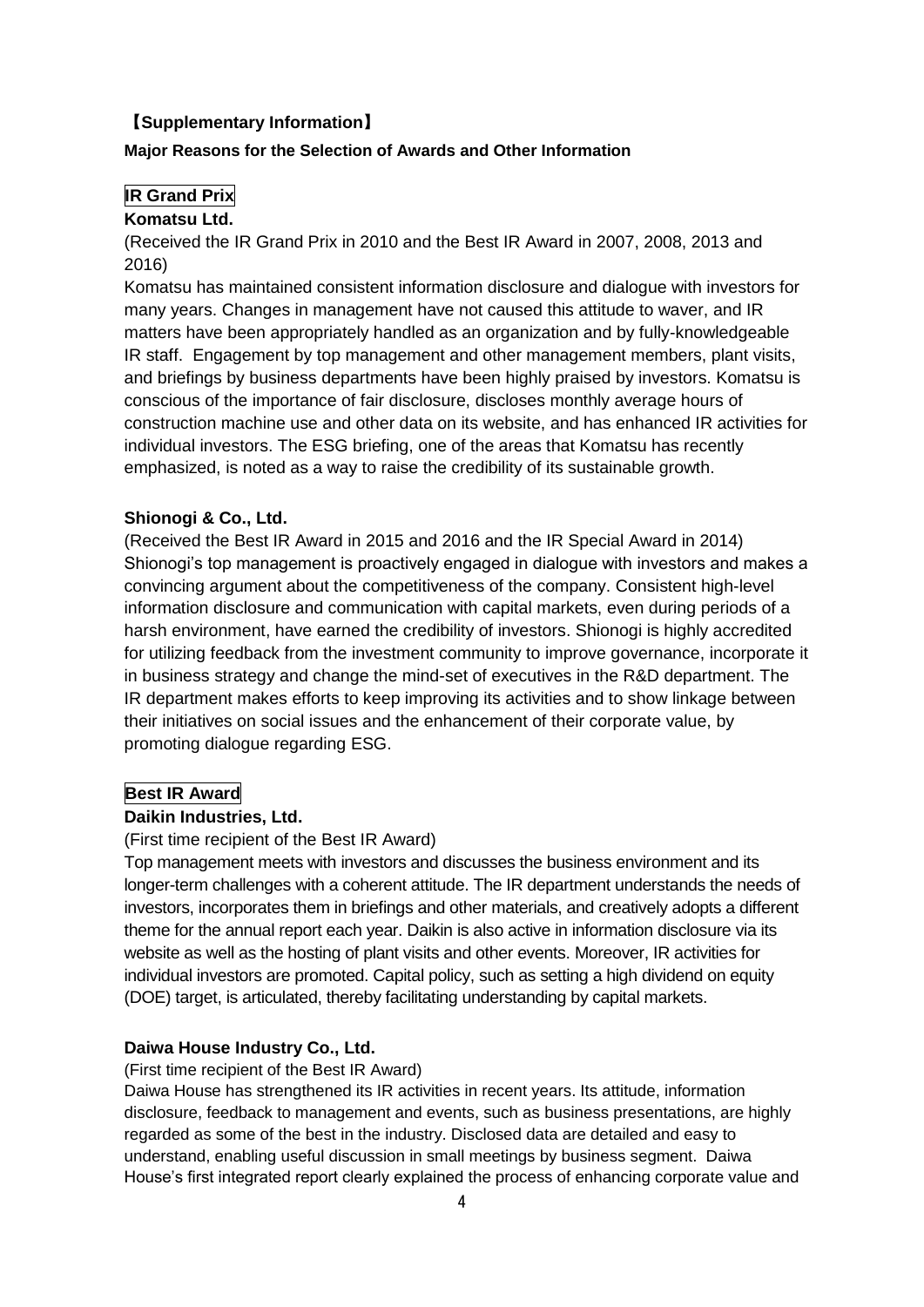## 【Supplementary Information】

### Major Reasons for the Selection of Awards and Other Information

### IR Grand Prix

**Komatsu Ltd.**

(Received the IR Grand Prix in 2010 and the Best IR Award in 2007, 2008, 2013 and 2016)

Komatsu has maintained consistent information disclosure and dialogue with investors for many years. Changes in management have not caused this attitude to waver, and IR matters have been appropriately handled as an organization and by fully-knowledgeable IR staff. Engagement by top management and other management members, plant visits, and briefings by business departments have been highly praised by investors. Komatsu is conscious of the importance of fair disclosure, discloses monthly average hours of construction machine use and other data on its website, and has enhanced IR activities for individual investors. The ESG briefing, one of the areas that Komatsu has recently emphasized, is noted as a way to raise the credibility of its sustainable growth.

**Shionogi & Co., Ltd.**

(Received the Best IR Award in 2015 and 2016 and the IR Special Award in 2014)

Shionogi's top management is proactively engaged in dialogue with investors and makes a convincing argument about the competitiveness of the company. Consistent high-level information disclosure and communication with capital markets, even during periods of a harsh environment, have earned the credibility of investors. Shionogi is highly accredited for utilizing feedback from the investment community to improve governance, incorporate it in business strategy and change the mind-set of executives in the R&D department. The IR department makes efforts to keep improving its activities and to show linkage between their initiatives on social issues and the enhancement of their corporate value, by promoting dialogue regarding ESG.

### Best IR Award

**Daikin Industries, Ltd.**

(First time recipient of the Best IR Award)

Top management meets with investors and discusses the business environment and its longer-term challenges with a coherent attitude. The IR department understands the needs of investors, incorporates them in briefings and other materials, and creatively adopts a different theme for the annual report each year. Daikin is also active in information disclosure via its website as well as the hosting of plant visits and other events. Moreover, IR activities for individual investors are promoted. Capital policy, such as setting a high dividend on equity (DOE) target, is articulated, thereby facilitating understanding by capital markets.

**Daiwa House Industry Co., Ltd.**

(First time recipient of the Best IR Award)

Daiwa House has strengthened its IR activities in recent years. Its attitude, information disclosure, feedback to management and events, such as business presentations, are highly regarded as some of the best in the industry. Disclosed data are detailed and easy to understand, enabling useful discussion in small meetings by business segment. Daiwa House's first integrated report clearly explained the process of enhancing corporate value and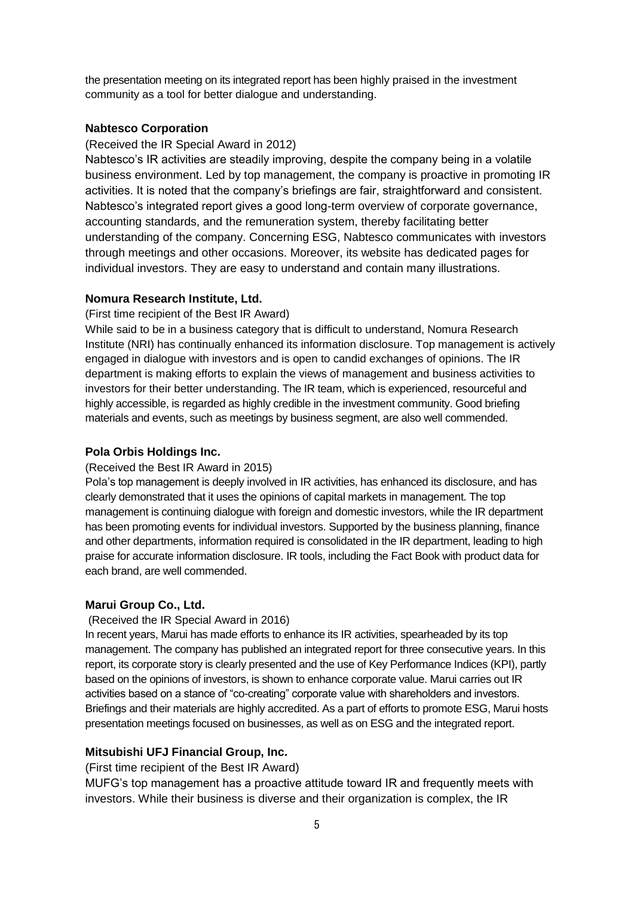the presentation meeting on its integrated report has been highly praised in the investment community as a tool for better dialogue and understanding.

**Nabtesco Corporation**

(Received the IR Special Award in 2012)

Nabtesco's IR activities are steadily improving, despite the company being in a volatile business environment. Led by top management, the company is proactive in promoting IR activities. It is noted that the company's briefings are fair, straightforward and consistent. Nabtesco's integrated report gives a good long-term overview of corporate governance, accounting standards, and the remuneration system, thereby facilitating better understanding of the company. Concerning ESG, Nabtesco communicates with investors through meetings and other occasions. Moreover, its website has dedicated pages for individual investors. They are easy to understand and contain many illustrations.

**Nomura Research Institute, Ltd.**

(First time recipient of the Best IR Award)

While said to be in a business category that is difficult to understand, Nomura Research Institute (NRI) has continually enhanced its information disclosure. Top management is actively engaged in dialogue with investors and is open to candid exchanges of opinions. The IR department is making efforts to explain the views of management and business activities to investors for their better understanding. The IR team, which is experienced, resourceful and highly accessible, is regarded as highly credible in the investment community. Good briefing materials and events, such as meetings by business segment, are also well commended.

**Pola Orbis Holdings Inc.**

(Received the Best IR Award in 2015)

Pola's top management is deeply involved in IR activities, has enhanced its disclosure, and has clearly demonstrated that it uses the opinions of capital markets in management. The top management is continuing dialogue with foreign and domestic investors, while the IR department has been promoting events for individual investors. Supported by the business planning, finance and other departments, information required is consolidated in the IR department, leading to high praise for accurate information disclosure. IR tools, including the Fact Book with product data for each brand, are well commended.

**Marui Group Co., Ltd.**

(Received the IR Special Award in 2016)

In recent years, Marui has made efforts to enhance its IR activities, spearheaded by its top management. The company has published an integrated report for three consecutive years. In this report, its corporate story is clearly presented and the use of Key Performance Indices (KPI), partly based on the opinions of investors, is shown to enhance corporate value. Marui carries out IR activities based on a stance of "co-creating" corporate value with shareholders and investors. Briefings and their materials are highly accredited. As a part of efforts to promote ESG, Marui hosts presentation meetings focused on businesses, as well as on ESG and the integrated report.

**Mitsubishi UFJ Financial Group, Inc.**

(First time recipient of the Best IR Award)

MUFG's top management has a proactive attitude toward IR and frequently meets with investors. While their business is diverse and their organization is complex, the IR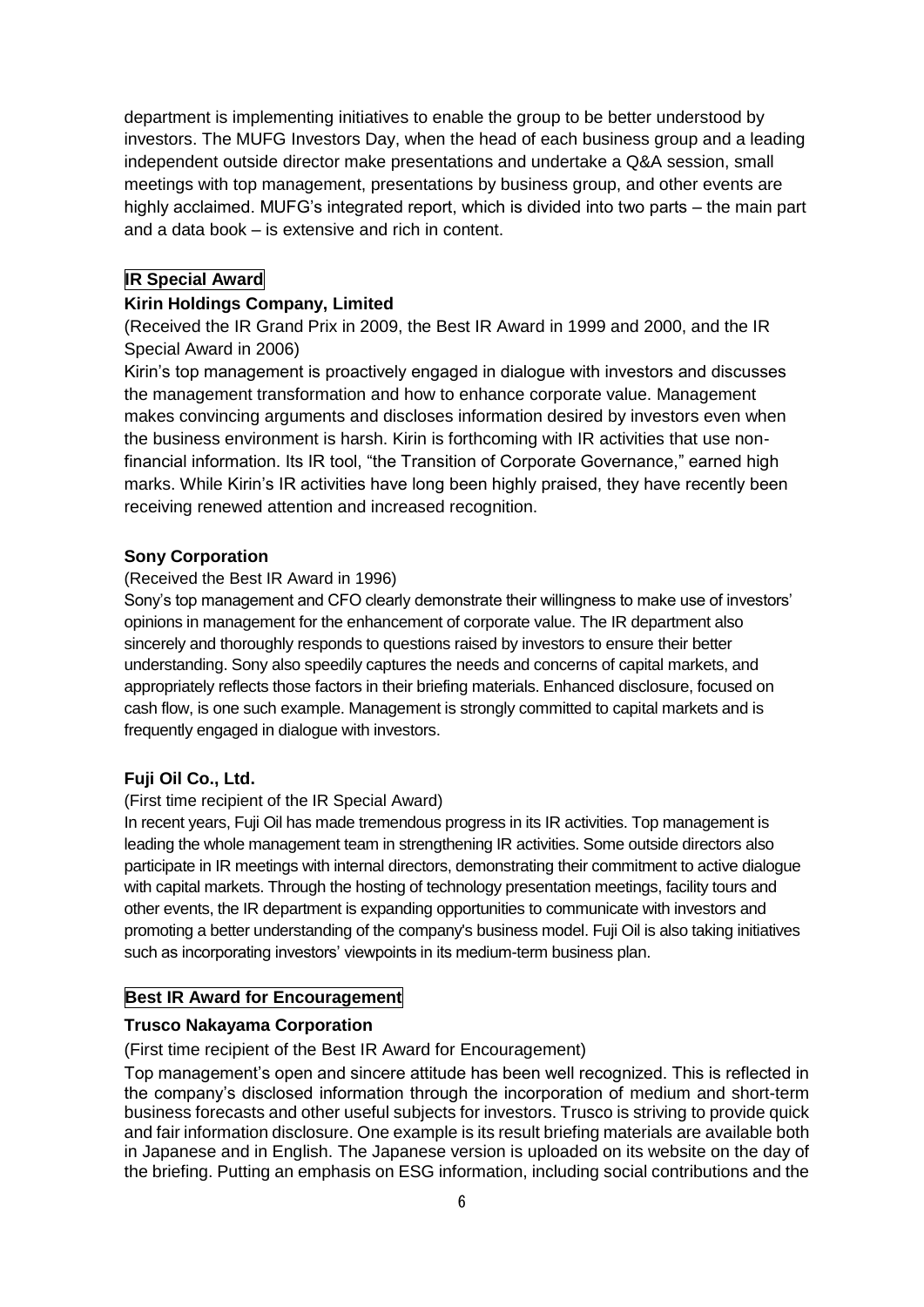department is implementing initiatives to enable the group to be better understood by investors. The MUFG Investors Day, when the head of each business group and a leading independent outside director make presentations and undertake a Q&A session, small meetings with top management, presentations by business group, and other events are highly acclaimed. MUFG's integrated report, which is divided into two parts – the main part and a data book – is extensive and rich in content.

## IR Special Award

### Kirin Holdings Company, Limited

(Received the IR Grand Prix in 2009, the Best IR Award in 1999 and 2000, and the IR Special Award in 2006)

Kirin's top management is proactively engaged in dialogue with investors and discusses the management transformation and how to enhance corporate value. Management makes convincing arguments and discloses information desired by investors even when the business environment is harsh. Kirin is forthcoming with IR activities that use non-financial information. Its IR tool, "the Transition of Corporate Governance," earned high marks. While Kirin's IR activities have long been highly praised, they have recently been receiving renewed attention and increased recognition.

### Sony Corporation

(Received the Best IR Award in 1996)

Sony's top management and CFO clearly demonstrate their willingness to make use of investors' opinions in management for the enhancement of corporate value. The IR department also sincerely and thoroughly responds to questions raised by investors to ensure their better understanding. Sony also speedily captures the needs and concerns of capital markets, and appropriately reflects those factors in their briefing materials. Enhanced disclosure, focused on cash flow, is one such example. Management is strongly committed to capital markets and is frequently engaged in dialogue with investors.

### Fuji Oil Co., Ltd.

(First time recipient of the IR Special Award)

In recent years, Fuji Oil has made tremendous progress in its IR activities. Top management is leading the whole management team in strengthening IR activities. Some outside directors also participate in IR meetings with internal directors, demonstrating their commitment to active dialogue with capital markets. Through the hosting of technology presentation meetings, facility tours and other events, the IR department is expanding opportunities to communicate with investors and promoting a better understanding of the company's business model. Fuji Oil is also taking initiatives such as incorporating investors' viewpoints in its medium-term business plan.

## Best IR Award for Encouragement

### Trusco Nakayama Corporation

(First time recipient of the Best IR Award for Encouragement)

Top management's open and sincere attitude has been well recognized. This is reflected in the company's disclosed information through the incorporation of medium and short-term business forecasts and other useful subjects for investors. Trusco is striving to provide quick and fair information disclosure. One example is its result briefing materials are available both in Japanese and in English. The Japanese version is uploaded on its website on the day of the briefing. Putting an emphasis on ESG information, including social contributions and the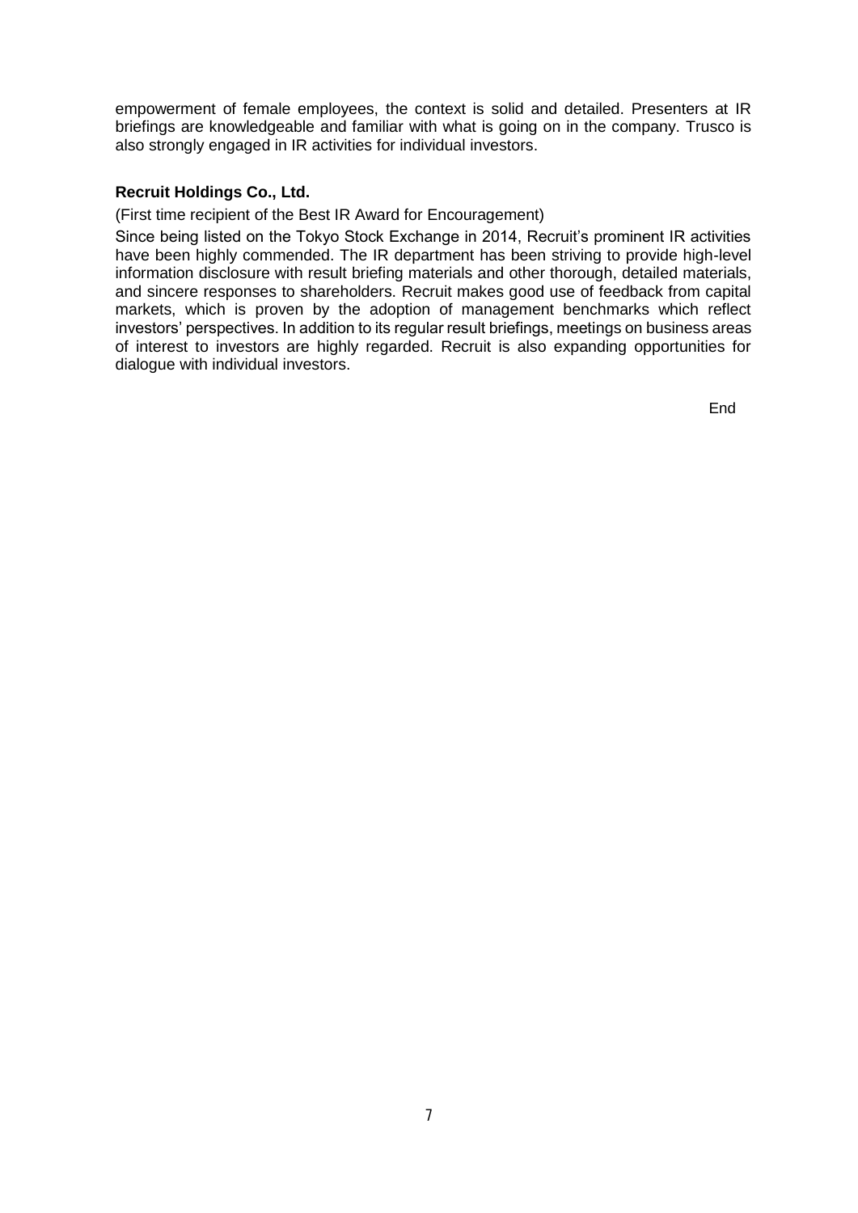empowerment of female employees, the context is solid and detailed. Presenters at IR briefings are knowledgeable and familiar with what is going on in the company. Trusco is also strongly engaged in IR activities for individual investors.

**Recruit Holdings Co., Ltd.**

(First time recipient of the Best IR Award for Encouragement)

Since being listed on the Tokyo Stock Exchange in 2014, Recruit's prominent IR activities have been highly commended. The IR department has been striving to provide high-level information disclosure with result briefing materials and other thorough, detailed materials, and sincere responses to shareholders. Recruit makes good use of feedback from capital markets, which is proven by the adoption of management benchmarks which reflect investors' perspectives. In addition to its regular result briefings, meetings on business areas of interest to investors are highly regarded. Recruit is also expanding opportunities for dialogue with individual investors.

End